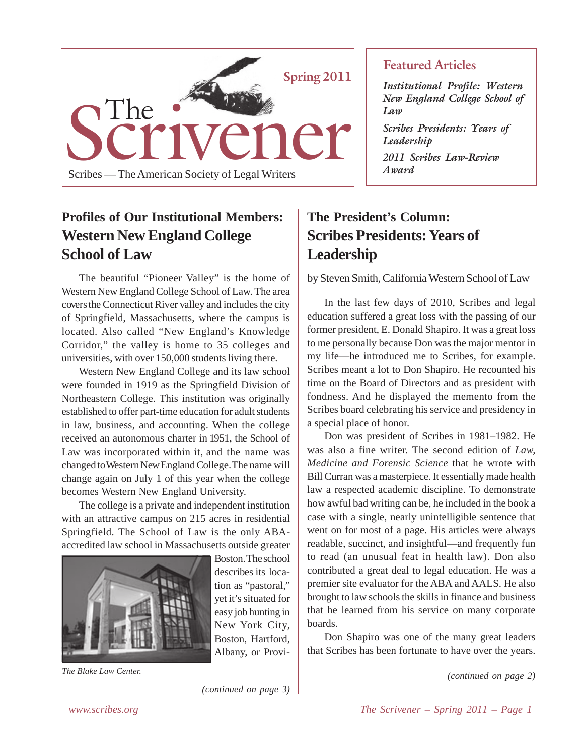# The Scrivener

Spring 2011

Scribes — The American Society of Legal Writers

**Featured Articles**

*Institutional Profile: Western New England College School of Law*

*Scribes Presidents: Years of Leadership*

*2011 Scribes Law-Review Award*

## Profiles of Our Institutional Members: Western New England College School of Law

The beautiful "Pioneer Valley" is the home of Western New England College School of Law. The area covers the Connecticut River valley and includes the city of Springfield, Massachusetts, where the campus is located. Also called "New England's Knowledge Corridor," the valley is home to 35 colleges and universities, with over 150,000 students living there.

Western New England College and its law school were founded in 1919 as the Springfield Division of Northeastern College. This institution was originally established to offer part-time education for adult students in law, business, and accounting. When the college received an autonomous charter in 1951, the School of Law was incorporated within it, and the name was changed to Western New England College. The name will change again on July 1 of this year when the college becomes Western New England University.

The college is a private and independent institution with an attractive campus on 215 acres in residential Springfield. The School of Law is the only ABA-accredited law school in Massachusetts outside greater Boston. The school describes its location as "pastoral," yet it's situated for easy job hunting in New York City, Boston, Hartford, Albany, or Provi-

*The Blake Law Center.*

*(continued on page 3)*

## The President's Column: Scribes Presidents: Years of Leadership

by Steven Smith, California Western School of Law

In the last few days of 2010, Scribes and legal education suffered a great loss with the passing of our former president, E. Donald Shapiro. It was a great loss to me personally because Don was the major mentor in my life—he introduced me to Scribes, for example. Scribes meant a lot to Don Shapiro. He recounted his time on the Board of Directors and as president with fondness. And he displayed the memento from the Scribes board celebrating his service and presidency in a special place of honor.

Don was president of Scribes in 1981–1982. He was also a fine writer. The second edition of *Law, Medicine and Forensic Science* that he wrote with Bill Curran was a masterpiece. It essentially made health law a respected academic discipline. To demonstrate how awful bad writing can be, he included in the book a case with a single, nearly unintelligible sentence that went on for most of a page. His articles were always readable, succinct, and insightful—and frequently fun to read (an unusual feat in health law). Don also contributed a great deal to legal education. He was a premier site evaluator for the ABA and AALS. He also brought to law schools the skills in finance and business that he learned from his service on many corporate boards.

Don Shapiro was one of the many great leaders that Scribes has been fortunate to have over the years.

*(continued on page 2)*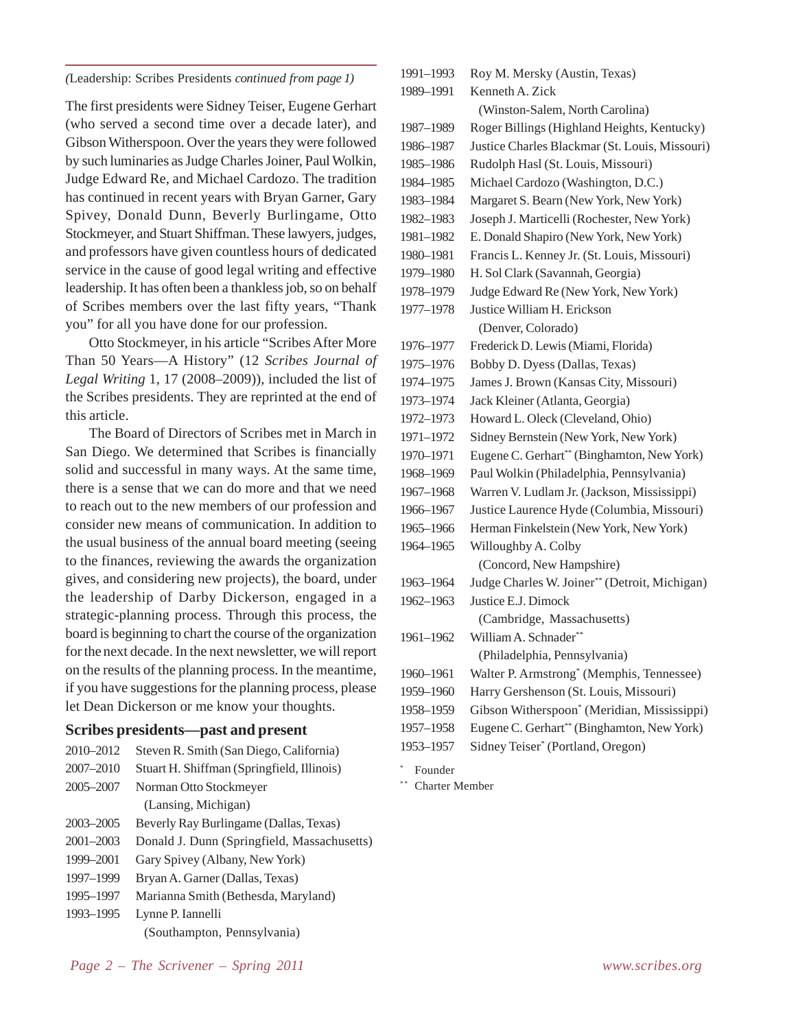*(*Leadership: Scribes Presidents *continued from page 1)*

The first presidents were Sidney Teiser, Eugene Gerhart (who served a second time over a decade later), and Gibson Witherspoon. Over the years they were followed by such luminaries as Judge Charles Joiner, Paul Wolkin, Judge Edward Re, and Michael Cardozo. The tradition has continued in recent years with Bryan Garner, Gary Spivey, Donald Dunn, Beverly Burlingame, Otto Stockmeyer, and Stuart Shiffman. These lawyers, judges, and professors have given countless hours of dedicated service in the cause of good legal writing and effective leadership. It has often been a thankless job, so on behalf of Scribes members over the last fifty years, "Thank you" for all you have done for our profession.

Otto Stockmeyer, in his article "Scribes After More Than 50 Years—A History" (12 *Scribes Journal of Legal Writing* 1, 17 (2008–2009)), included the list of the Scribes presidents. They are reprinted at the end of this article.

The Board of Directors of Scribes met in March in San Diego. We determined that Scribes is financially solid and successful in many ways. At the same time, there is a sense that we can do more and that we need to reach out to the new members of our profession and consider new means of communication. In addition to the usual business of the annual board meeting (seeing to the finances, reviewing the awards the organization gives, and considering new projects), the board, under the leadership of Darby Dickerson, engaged in a strategic-planning process. Through this process, the board is beginning to chart the course of the organization for the next decade. In the next newsletter, we will report on the results of the planning process. In the meantime, if you have suggestions for the planning process, please let Dean Dickerson or me know your thoughts.

## Scribes presidents—past and present

| | |
|---|---|
| 2010–2012 | Steven R. Smith (San Diego, California) |
| 2007–2010 | Stuart H. Shiffman (Springfield, Illinois) |
| 2005–2007 | Norman Otto Stockmeyer (Lansing, Michigan) |
| 2003–2005 | Beverly Ray Burlingame (Dallas, Texas) |
| 2001–2003 | Donald J. Dunn (Springfield, Massachusetts) |
| 1999–2001 | Gary Spivey (Albany, New York) |
| 1997–1999 | Bryan A. Garner (Dallas, Texas) |
| 1995–1997 | Marianna Smith (Bethesda, Maryland) |
| 1993–1995 | Lynne P. Iannelli (Southampton, Pennsylvania) |
| 1991–1993 | Roy M. Mersky (Austin, Texas) |
| 1989–1991 | Kenneth A. Zick (Winston-Salem, North Carolina) |
| 1987–1989 | Roger Billings (Highland Heights, Kentucky) |
| 1986–1987 | Justice Charles Blackmar (St. Louis, Missouri) |
| 1985–1986 | Rudolph Hasl (St. Louis, Missouri) |
| 1984–1985 | Michael Cardozo (Washington, D.C.) |
| 1983–1984 | Margaret S. Bearn (New York, New York) |
| 1982–1983 | Joseph J. Marticelli (Rochester, New York) |
| 1981–1982 | E. Donald Shapiro (New York, New York) |
| 1980–1981 | Francis L. Kenney Jr. (St. Louis, Missouri) |
| 1979–1980 | H. Sol Clark (Savannah, Georgia) |
| 1978–1979 | Judge Edward Re (New York, New York) |
| 1977–1978 | Justice William H. Erickson (Denver, Colorado) |
| 1976–1977 | Frederick D. Lewis (Miami, Florida) |
| 1975–1976 | Bobby D. Dyess (Dallas, Texas) |
| 1974–1975 | James J. Brown (Kansas City, Missouri) |
| 1973–1974 | Jack Kleiner (Atlanta, Georgia) |
| 1972–1973 | Howard L. Oleck (Cleveland, Ohio) |
| 1971–1972 | Sidney Bernstein (New York, New York) |
| 1970–1971 | Eugene C. Gerhart** (Binghamton, New York) |
| 1968–1969 | Paul Wolkin (Philadelphia, Pennsylvania) |
| 1967–1968 | Warren V. Ludlam Jr. (Jackson, Mississippi) |
| 1966–1967 | Justice Laurence Hyde (Columbia, Missouri) |
| 1965–1966 | Herman Finkelstein (New York, New York) |
| 1964–1965 | Willoughby A. Colby (Concord, New Hampshire) |
| 1963–1964 | Judge Charles W. Joiner** (Detroit, Michigan) |
| 1962–1963 | Justice E.J. Dimock (Cambridge, Massachusetts) |
| 1961–1962 | William A. Schnader** (Philadelphia, Pennsylvania) |
| 1960–1961 | Walter P. Armstrong* (Memphis, Tennessee) |
| 1959–1960 | Harry Gershenson (St. Louis, Missouri) |
| 1958–1959 | Gibson Witherspoon* (Meridian, Mississippi) |
| 1957–1958 | Eugene C. Gerhart** (Binghamton, New York) |
| 1953–1957 | Sidney Teiser* (Portland, Oregon) |

\* Founder

\** Charter Member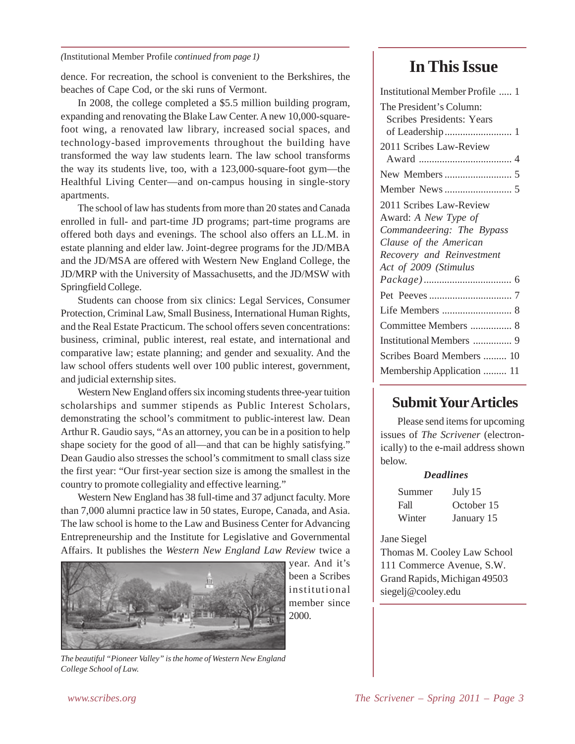*(*Institutional Member Profile *continued from page 1)*

dence. For recreation, the school is convenient to the Berkshires, the beaches of Cape Cod, or the ski runs of Vermont.

In 2008, the college completed a $5.5 million building program, expanding and renovating the Blake Law Center. A new 10,000-square-foot wing, a renovated law library, increased social spaces, and technology-based improvements throughout the building have transformed the way law students learn. The law school transforms the way its students live, too, with a 123,000-square-foot gym—the Healthful Living Center—and on-campus housing in single-story apartments.

The school of law has students from more than 20 states and Canada enrolled in full- and part-time JD programs; part-time programs are offered both days and evenings. The school also offers an LL.M. in estate planning and elder law. Joint-degree programs for the JD/MBA and the JD/MSA are offered with Western New England College, the JD/MRP with the University of Massachusetts, and the JD/MSW with Springfield College.

Students can choose from six clinics: Legal Services, Consumer Protection, Criminal Law, Small Business, International Human Rights, and the Real Estate Practicum. The school offers seven concentrations: business, criminal, public interest, real estate, and international and comparative law; estate planning; and gender and sexuality. And the law school offers students well over 100 public interest, government, and judicial externship sites.

Western New England offers six incoming students three-year tuition scholarships and summer stipends as Public Interest Scholars, demonstrating the school's commitment to public-interest law. Dean Arthur R. Gaudio says, "As an attorney, you can be in a position to help shape society for the good of all—and that can be highly satisfying." Dean Gaudio also stresses the school's commitment to small class size the first year: "Our first-year section size is among the smallest in the country to promote collegiality and effective learning."

Western New England has 38 full-time and 37 adjunct faculty. More than 7,000 alumni practice law in 50 states, Europe, Canada, and Asia. The law school is home to the Law and Business Center for Advancing Entrepreneurship and the Institute for Legislative and Governmental Affairs. It publishes the *Western New England Law Review* twice a year. And it's been a Scribes institutional member since 2000.

*The beautiful "Pioneer Valley" is the home of Western New England College School of Law.*

# In This Issue

- Institutional Member Profile ..... 1
- The President's Column: Scribes Presidents: Years of Leadership ..... 1
- 2011 Scribes Law-Review Award ..... 4
- New Members ..... 5
- Member News ..... 5
- 2011 Scribes Law-Review Award: *A New Type of Commandeering: The Bypass Clause of the American Recovery and Reinvestment Act of 2009 (Stimulus Package)* ..... 6
- Pet Peeves ..... 7
- Life Members ..... 8
- Committee Members ..... 8
- Institutional Members ..... 9
- Scribes Board Members ..... 10
- Membership Application ..... 11

# Submit Your Articles

Please send items for upcoming issues of *The Scrivener* (electronically) to the e-mail address shown below.

***Deadlines***

| | |
|---|---|
| Summer | July 15 |
| Fall | October 15 |
| Winter | January 15 |

Jane Siegel
Thomas M. Cooley Law School
111 Commerce Avenue, S.W.
Grand Rapids, Michigan 49503
siegelj@cooley.edu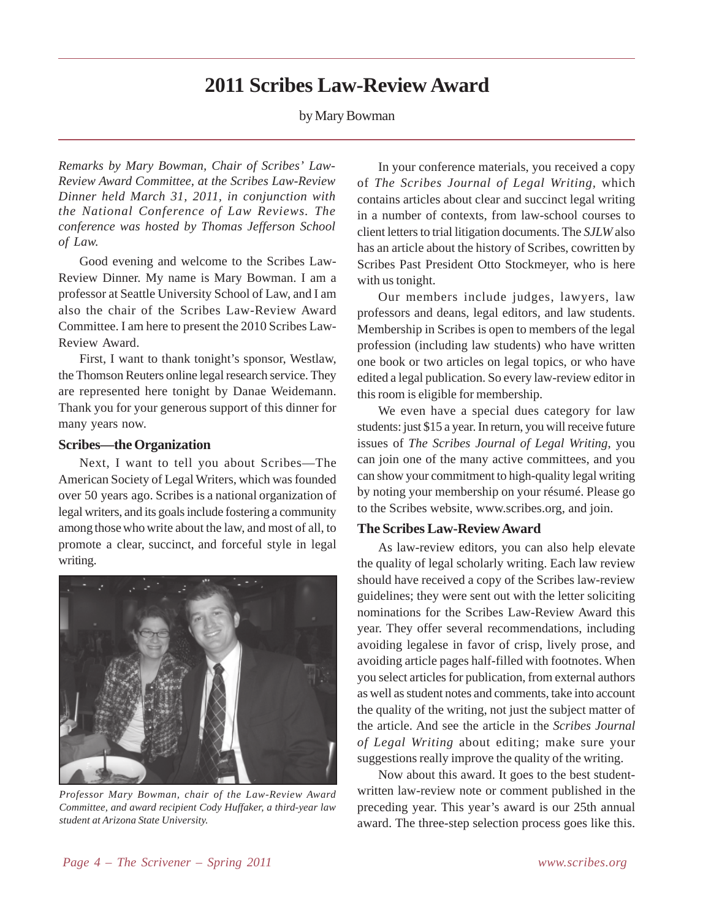# 2011 Scribes Law-Review Award

by Mary Bowman

*Remarks by Mary Bowman, Chair of Scribes' Law-Review Award Committee, at the Scribes Law-Review Dinner held March 31, 2011, in conjunction with the National Conference of Law Reviews. The conference was hosted by Thomas Jefferson School of Law.*

Good evening and welcome to the Scribes Law-Review Dinner. My name is Mary Bowman. I am a professor at Seattle University School of Law, and I am also the chair of the Scribes Law-Review Award Committee. I am here to present the 2010 Scribes Law-Review Award.

First, I want to thank tonight's sponsor, Westlaw, the Thomson Reuters online legal research service. They are represented here tonight by Danae Weidemann. Thank you for your generous support of this dinner for many years now.

### Scribes—the Organization

Next, I want to tell you about Scribes—The American Society of Legal Writers, which was founded over 50 years ago. Scribes is a national organization of legal writers, and its goals include fostering a community among those who write about the law, and most of all, to promote a clear, succinct, and forceful style in legal writing.

*Professor Mary Bowman, chair of the Law-Review Award Committee, and award recipient Cody Huffaker, a third-year law student at Arizona State University.*

In your conference materials, you received a copy of *The Scribes Journal of Legal Writing*, which contains articles about clear and succinct legal writing in a number of contexts, from law-school courses to client letters to trial litigation documents. The *SJLW* also has an article about the history of Scribes, cowritten by Scribes Past President Otto Stockmeyer, who is here with us tonight.

Our members include judges, lawyers, law professors and deans, legal editors, and law students. Membership in Scribes is open to members of the legal profession (including law students) who have written one book or two articles on legal topics, or who have edited a legal publication. So every law-review editor in this room is eligible for membership.

We even have a special dues category for law students: just $15 a year. In return, you will receive future issues of *The Scribes Journal of Legal Writing*, you can join one of the many active committees, and you can show your commitment to high-quality legal writing by noting your membership on your résumé. Please go to the Scribes website, www.scribes.org, and join.

### The Scribes Law-Review Award

As law-review editors, you can also help elevate the quality of legal scholarly writing. Each law review should have received a copy of the Scribes law-review guidelines; they were sent out with the letter soliciting nominations for the Scribes Law-Review Award this year. They offer several recommendations, including avoiding legalese in favor of crisp, lively prose, and avoiding article pages half-filled with footnotes. When you select articles for publication, from external authors as well as student notes and comments, take into account the quality of the writing, not just the subject matter of the article. And see the article in the *Scribes Journal of Legal Writing* about editing; make sure your suggestions really improve the quality of the writing.

Now about this award. It goes to the best student-written law-review note or comment published in the preceding year. This year's award is our 25th annual award. The three-step selection process goes like this.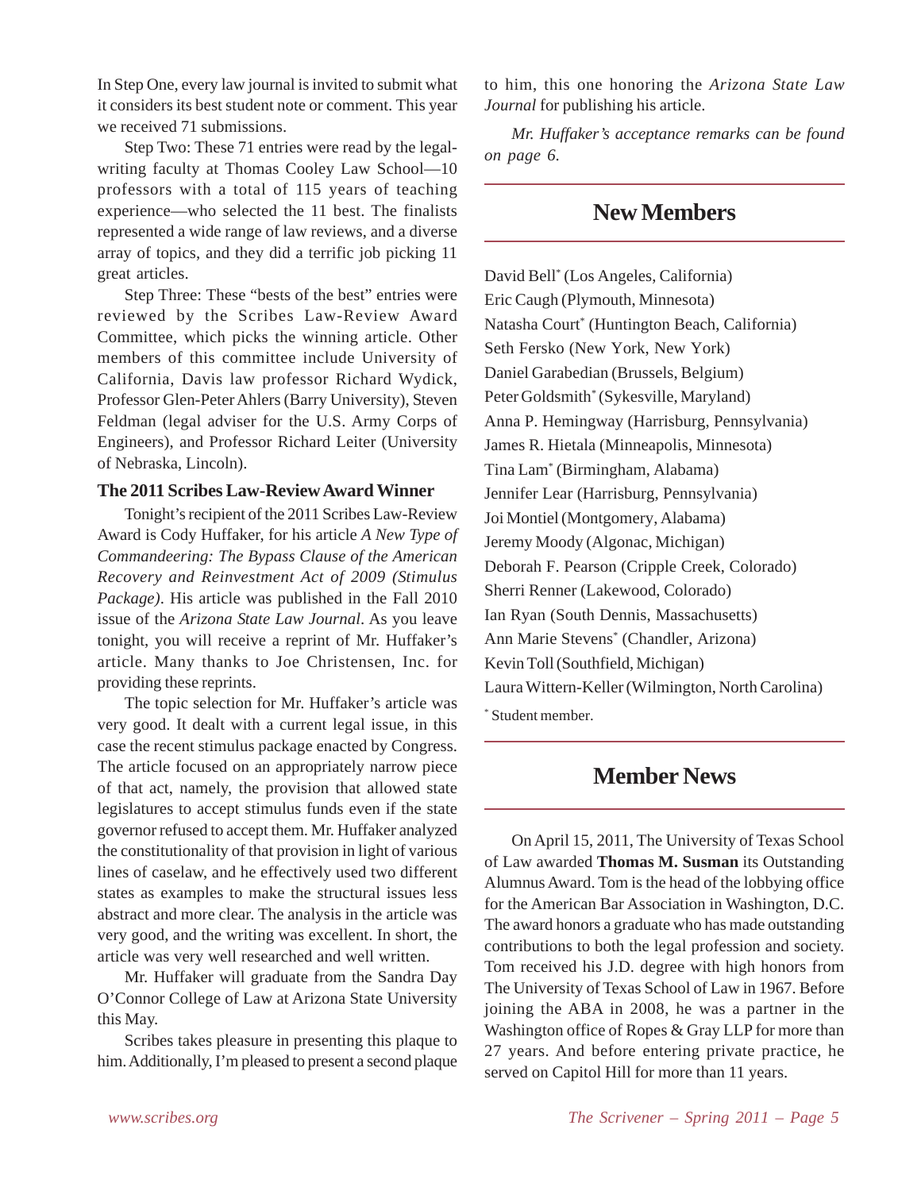In Step One, every law journal is invited to submit what it considers its best student note or comment. This year we received 71 submissions.

Step Two: These 71 entries were read by the legal-writing faculty at Thomas Cooley Law School—10 professors with a total of 115 years of teaching experience—who selected the 11 best. The finalists represented a wide range of law reviews, and a diverse array of topics, and they did a terrific job picking 11 great articles.

Step Three: These "bests of the best" entries were reviewed by the Scribes Law-Review Award Committee, which picks the winning article. Other members of this committee include University of California, Davis law professor Richard Wydick, Professor Glen-Peter Ahlers (Barry University), Steven Feldman (legal adviser for the U.S. Army Corps of Engineers), and Professor Richard Leiter (University of Nebraska, Lincoln).

### The 2011 Scribes Law-Review Award Winner

Tonight's recipient of the 2011 Scribes Law-Review Award is Cody Huffaker, for his article *A New Type of Commandeering: The Bypass Clause of the American Recovery and Reinvestment Act of 2009 (Stimulus Package)*. His article was published in the Fall 2010 issue of the *Arizona State Law Journal*. As you leave tonight, you will receive a reprint of Mr. Huffaker's article. Many thanks to Joe Christensen, Inc. for providing these reprints.

The topic selection for Mr. Huffaker's article was very good. It dealt with a current legal issue, in this case the recent stimulus package enacted by Congress. The article focused on an appropriately narrow piece of that act, namely, the provision that allowed state legislatures to accept stimulus funds even if the state governor refused to accept them. Mr. Huffaker analyzed the constitutionality of that provision in light of various lines of caselaw, and he effectively used two different states as examples to make the structural issues less abstract and more clear. The analysis in the article was very good, and the writing was excellent. In short, the article was very well researched and well written.

Mr. Huffaker will graduate from the Sandra Day O'Connor College of Law at Arizona State University this May.

Scribes takes pleasure in presenting this plaque to him. Additionally, I'm pleased to present a second plaque to him, this one honoring the *Arizona State Law Journal* for publishing his article.

*Mr. Huffaker's acceptance remarks can be found on page 6.*

## New Members

David Bell* (Los Angeles, California)
Eric Caugh (Plymouth, Minnesota)
Natasha Court* (Huntington Beach, California)
Seth Fersko (New York, New York)
Daniel Garabedian (Brussels, Belgium)
Peter Goldsmith* (Sykesville, Maryland)
Anna P. Hemingway (Harrisburg, Pennsylvania)
James R. Hietala (Minneapolis, Minnesota)
Tina Lam* (Birmingham, Alabama)
Jennifer Lear (Harrisburg, Pennsylvania)
Joi Montiel (Montgomery, Alabama)
Jeremy Moody (Algonac, Michigan)
Deborah F. Pearson (Cripple Creek, Colorado)
Sherri Renner (Lakewood, Colorado)
Ian Ryan (South Dennis, Massachusetts)
Ann Marie Stevens* (Chandler, Arizona)
Kevin Toll (Southfield, Michigan)
Laura Wittern-Keller (Wilmington, North Carolina)

\* Student member.

## Member News

On April 15, 2011, The University of Texas School of Law awarded **Thomas M. Susman** its Outstanding Alumnus Award. Tom is the head of the lobbying office for the American Bar Association in Washington, D.C. The award honors a graduate who has made outstanding contributions to both the legal profession and society. Tom received his J.D. degree with high honors from The University of Texas School of Law in 1967. Before joining the ABA in 2008, he was a partner in the Washington office of Ropes & Gray LLP for more than 27 years. And before entering private practice, he served on Capitol Hill for more than 11 years.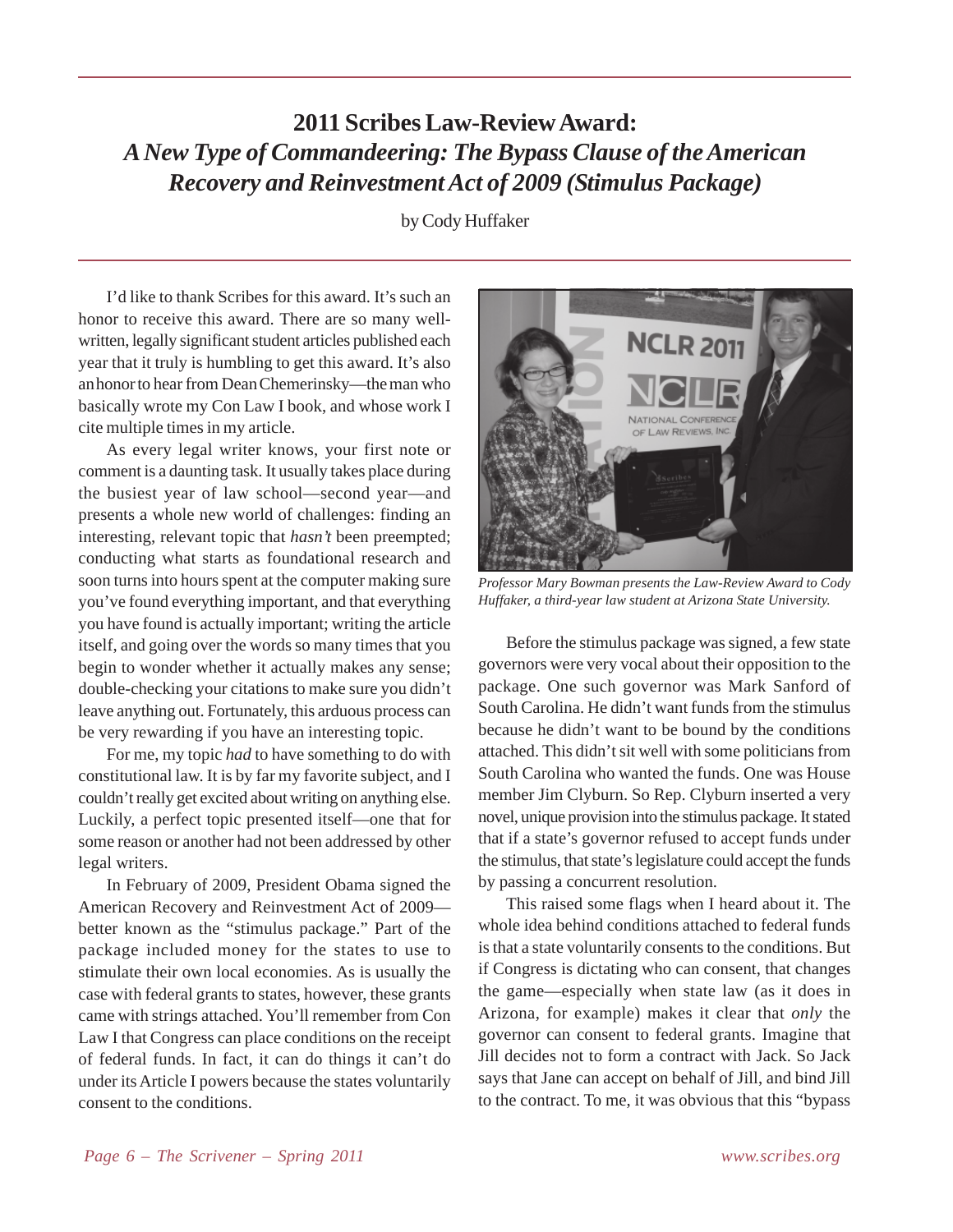# 2011 Scribes Law-Review Award: *A New Type of Commandeering: The Bypass Clause of the American Recovery and Reinvestment Act of 2009 (Stimulus Package)*

by Cody Huffaker

I'd like to thank Scribes for this award. It's such an honor to receive this award. There are so many well-written, legally significant student articles published each year that it truly is humbling to get this award. It's also an honor to hear from Dean Chemerinsky—the man who basically wrote my Con Law I book, and whose work I cite multiple times in my article.

As every legal writer knows, your first note or comment is a daunting task. It usually takes place during the busiest year of law school—second year—and presents a whole new world of challenges: finding an interesting, relevant topic that *hasn't* been preempted; conducting what starts as foundational research and soon turns into hours spent at the computer making sure you've found everything important, and that everything you have found is actually important; writing the article itself, and going over the words so many times that you begin to wonder whether it actually makes any sense; double-checking your citations to make sure you didn't leave anything out. Fortunately, this arduous process can be very rewarding if you have an interesting topic.

For me, my topic *had* to have something to do with constitutional law. It is by far my favorite subject, and I couldn't really get excited about writing on anything else. Luckily, a perfect topic presented itself—one that for some reason or another had not been addressed by other legal writers.

In February of 2009, President Obama signed the American Recovery and Reinvestment Act of 2009—better known as the "stimulus package." Part of the package included money for the states to use to stimulate their own local economies. As is usually the case with federal grants to states, however, these grants came with strings attached. You'll remember from Con Law I that Congress can place conditions on the receipt of federal funds. In fact, it can do things it can't do under its Article I powers because the states voluntarily consent to the conditions.

*Professor Mary Bowman presents the Law-Review Award to Cody Huffaker, a third-year law student at Arizona State University.*

Before the stimulus package was signed, a few state governors were very vocal about their opposition to the package. One such governor was Mark Sanford of South Carolina. He didn't want funds from the stimulus because he didn't want to be bound by the conditions attached. This didn't sit well with some politicians from South Carolina who wanted the funds. One was House member Jim Clyburn. So Rep. Clyburn inserted a very novel, unique provision into the stimulus package. It stated that if a state's governor refused to accept funds under the stimulus, that state's legislature could accept the funds by passing a concurrent resolution.

This raised some flags when I heard about it. The whole idea behind conditions attached to federal funds is that a state voluntarily consents to the conditions. But if Congress is dictating who can consent, that changes the game—especially when state law (as it does in Arizona, for example) makes it clear that *only* the governor can consent to federal grants. Imagine that Jill decides not to form a contract with Jack. So Jack says that Jane can accept on behalf of Jill, and bind Jill to the contract. To me, it was obvious that this "bypass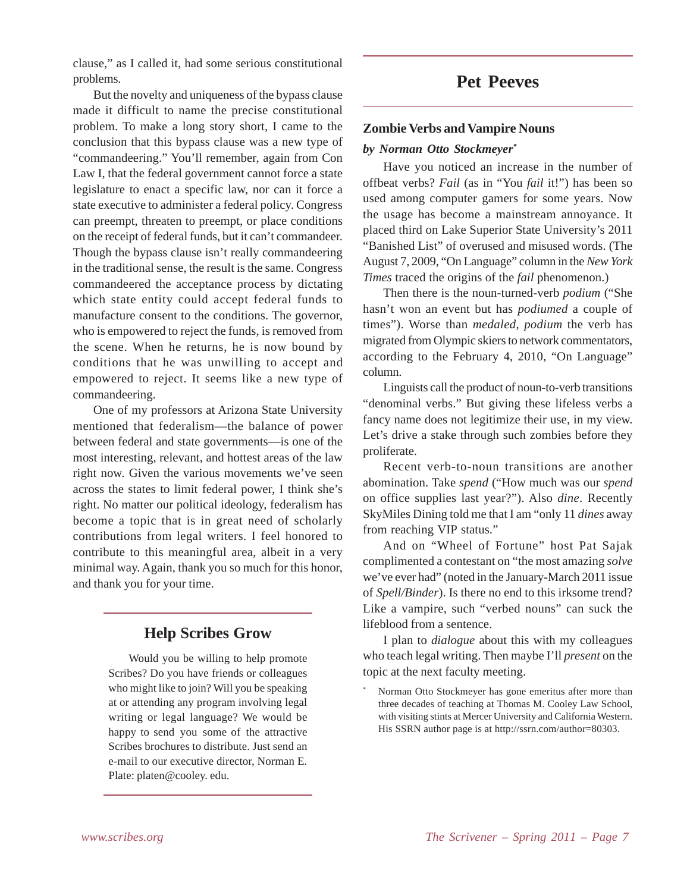clause," as I called it, had some serious constitutional problems.

But the novelty and uniqueness of the bypass clause made it difficult to name the precise constitutional problem. To make a long story short, I came to the conclusion that this bypass clause was a new type of "commandeering." You'll remember, again from Con Law I, that the federal government cannot force a state legislature to enact a specific law, nor can it force a state executive to administer a federal policy. Congress can preempt, threaten to preempt, or place conditions on the receipt of federal funds, but it can't commandeer. Though the bypass clause isn't really commandeering in the traditional sense, the result is the same. Congress commandeered the acceptance process by dictating which state entity could accept federal funds to manufacture consent to the conditions. The governor, who is empowered to reject the funds, is removed from the scene. When he returns, he is now bound by conditions that he was unwilling to accept and empowered to reject. It seems like a new type of commandeering.

One of my professors at Arizona State University mentioned that federalism—the balance of power between federal and state governments—is one of the most interesting, relevant, and hottest areas of the law right now. Given the various movements we've seen across the states to limit federal power, I think she's right. No matter our political ideology, federalism has become a topic that is in great need of scholarly contributions from legal writers. I feel honored to contribute to this meaningful area, albeit in a very minimal way. Again, thank you so much for this honor, and thank you for your time.

## Help Scribes Grow

Would you be willing to help promote Scribes? Do you have friends or colleagues who might like to join? Will you be speaking at or attending any program involving legal writing or legal language? We would be happy to send you some of the attractive Scribes brochures to distribute. Just send an e-mail to our executive director, Norman E. Plate: platen@cooley. edu.

## Pet Peeves

### Zombie Verbs and Vampire Nouns

***by Norman Otto Stockmeyer****

Have you noticed an increase in the number of offbeat verbs? *Fail* (as in "You *fail* it!") has been so used among computer gamers for some years. Now the usage has become a mainstream annoyance. It placed third on Lake Superior State University's 2011 "Banished List" of overused and misused words. (The August 7, 2009, "On Language" column in the *New York Times* traced the origins of the *fail* phenomenon.)

Then there is the noun-turned-verb *podium* ("She hasn't won an event but has *podiumed* a couple of times"). Worse than *medaled*, *podium* the verb has migrated from Olympic skiers to network commentators, according to the February 4, 2010, "On Language" column.

Linguists call the product of noun-to-verb transitions "denominal verbs." But giving these lifeless verbs a fancy name does not legitimize their use, in my view. Let's drive a stake through such zombies before they proliferate.

Recent verb-to-noun transitions are another abomination. Take *spend* ("How much was our *spend* on office supplies last year?"). Also *dine*. Recently SkyMiles Dining told me that I am "only 11 *dines* away from reaching VIP status."

And on "Wheel of Fortune" host Pat Sajak complimented a contestant on "the most amazing *solve* we've ever had" (noted in the January-March 2011 issue of *Spell/Binder*). Is there no end to this irksome trend? Like a vampire, such "verbed nouns" can suck the lifeblood from a sentence.

I plan to *dialogue* about this with my colleagues who teach legal writing. Then maybe I'll *present* on the topic at the next faculty meeting.

* Norman Otto Stockmeyer has gone emeritus after more than three decades of teaching at Thomas M. Cooley Law School, with visiting stints at Mercer University and California Western. His SSRN author page is at http://ssrn.com/author=80303.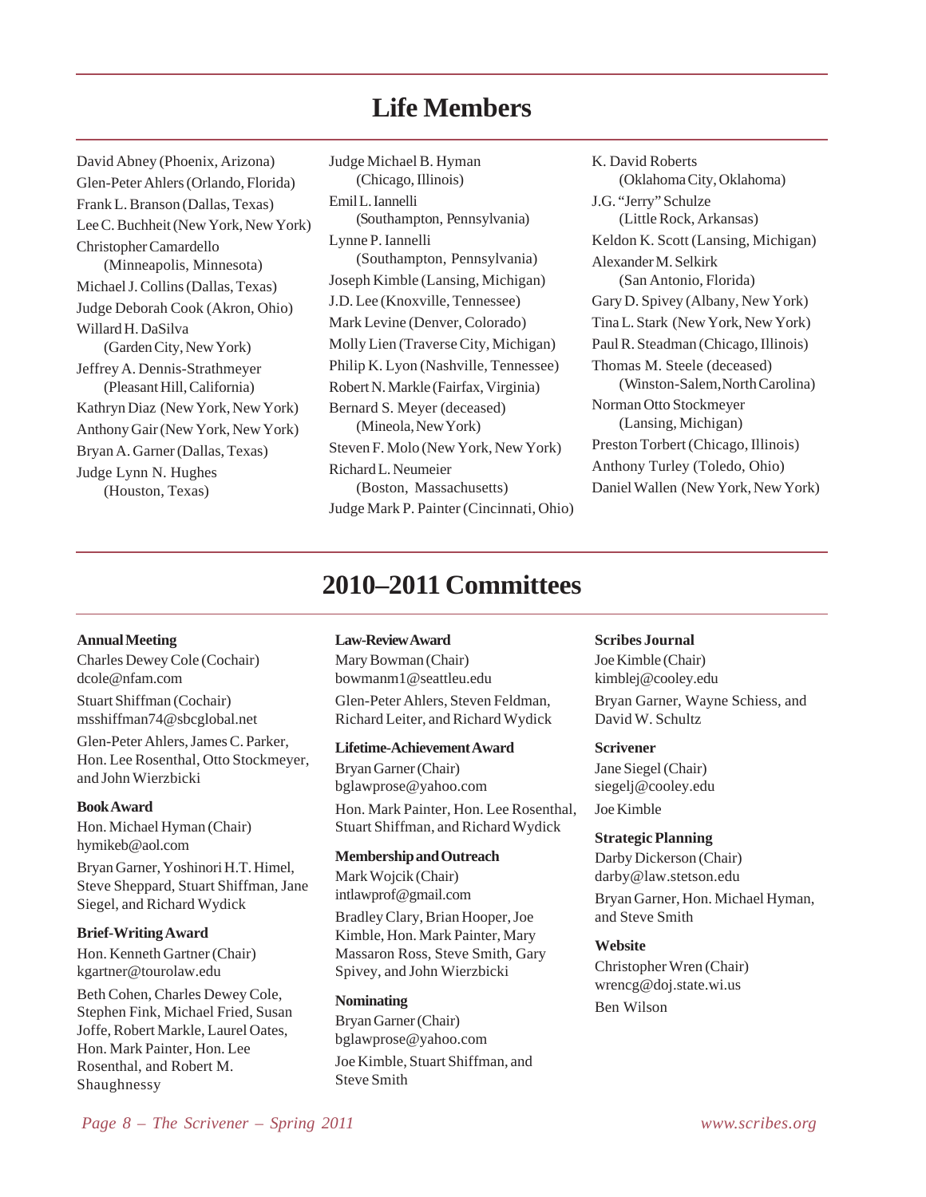## Life Members

David Abney (Phoenix, Arizona)
Glen-Peter Ahlers (Orlando, Florida)
Frank L. Branson (Dallas, Texas)
Lee C. Buchheit (New York, New York)
Christopher Camardello (Minneapolis, Minnesota)
Michael J. Collins (Dallas, Texas)
Judge Deborah Cook (Akron, Ohio)
Willard H. DaSilva (Garden City, New York)
Jeffrey A. Dennis-Strathmeyer (Pleasant Hill, California)
Kathryn Diaz (New York, New York)
Anthony Gair (New York, New York)
Bryan A. Garner (Dallas, Texas)
Judge Lynn N. Hughes (Houston, Texas)
Judge Michael B. Hyman (Chicago, Illinois)
Emil L. Iannelli (Southampton, Pennsylvania)
Lynne P. Iannelli (Southampton, Pennsylvania)
Joseph Kimble (Lansing, Michigan)
J.D. Lee (Knoxville, Tennessee)
Mark Levine (Denver, Colorado)
Molly Lien (Traverse City, Michigan)
Philip K. Lyon (Nashville, Tennessee)
Robert N. Markle (Fairfax, Virginia)
Bernard S. Meyer (deceased) (Mineola, New York)
Steven F. Molo (New York, New York)
Richard L. Neumeier (Boston, Massachusetts)
Judge Mark P. Painter (Cincinnati, Ohio)
K. David Roberts (Oklahoma City, Oklahoma)
J.G. "Jerry" Schulze (Little Rock, Arkansas)
Keldon K. Scott (Lansing, Michigan)
Alexander M. Selkirk (San Antonio, Florida)
Gary D. Spivey (Albany, New York)
Tina L. Stark (New York, New York)
Paul R. Steadman (Chicago, Illinois)
Thomas M. Steele (deceased) (Winston-Salem, North Carolina)
Norman Otto Stockmeyer (Lansing, Michigan)
Preston Torbert (Chicago, Illinois)
Anthony Turley (Toledo, Ohio)
Daniel Wallen (New York, New York)

## 2010–2011 Committees

**Annual Meeting**
Charles Dewey Cole (Cochair)
dcole@nfam.com
Stuart Shiffman (Cochair)
msshiffman74@sbcglobal.net
Glen-Peter Ahlers, James C. Parker, Hon. Lee Rosenthal, Otto Stockmeyer, and John Wierzbicki

**Book Award**
Hon. Michael Hyman (Chair)
hymikeb@aol.com
Bryan Garner, Yoshinori H.T. Himel, Steve Sheppard, Stuart Shiffman, Jane Siegel, and Richard Wydick

**Brief-Writing Award**
Hon. Kenneth Gartner (Chair)
kgartner@tourolaw.edu
Beth Cohen, Charles Dewey Cole, Stephen Fink, Michael Fried, Susan Joffe, Robert Markle, Laurel Oates, Hon. Mark Painter, Hon. Lee Rosenthal, and Robert M. Shaughnessy

**Law-Review Award**
Mary Bowman (Chair)
bowmanm1@seattleu.edu
Glen-Peter Ahlers, Steven Feldman, Richard Leiter, and Richard Wydick

**Lifetime-Achievement Award**
Bryan Garner (Chair)
bglawprose@yahoo.com
Hon. Mark Painter, Hon. Lee Rosenthal, Stuart Shiffman, and Richard Wydick

**Membership and Outreach**
Mark Wojcik (Chair)
intlawprof@gmail.com
Bradley Clary, Brian Hooper, Joe Kimble, Hon. Mark Painter, Mary Massaron Ross, Steve Smith, Gary Spivey, and John Wierzbicki

**Nominating**
Bryan Garner (Chair)
bglawprose@yahoo.com
Joe Kimble, Stuart Shiffman, and Steve Smith

**Scribes Journal**
Joe Kimble (Chair)
kimblej@cooley.edu
Bryan Garner, Wayne Schiess, and David W. Schultz

**Scrivener**
Jane Siegel (Chair)
siegelj@cooley.edu
Joe Kimble

**Strategic Planning**
Darby Dickerson (Chair)
darby@law.stetson.edu
Bryan Garner, Hon. Michael Hyman, and Steve Smith

**Website**
Christopher Wren (Chair)
wrencg@doj.state.wi.us
Ben Wilson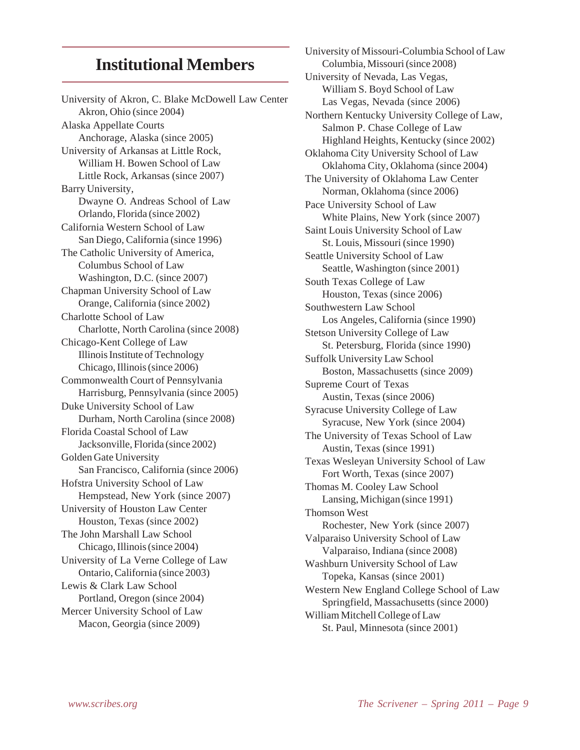## Institutional Members

University of Akron, C. Blake McDowell Law Center
Akron, Ohio (since 2004)

Alaska Appellate Courts
Anchorage, Alaska (since 2005)

University of Arkansas at Little Rock,
William H. Bowen School of Law
Little Rock, Arkansas (since 2007)

Barry University,
Dwayne O. Andreas School of Law
Orlando, Florida (since 2002)

California Western School of Law
San Diego, California (since 1996)

The Catholic University of America,
Columbus School of Law
Washington, D.C. (since 2007)

Chapman University School of Law
Orange, California (since 2002)

Charlotte School of Law
Charlotte, North Carolina (since 2008)

Chicago-Kent College of Law
Illinois Institute of Technology
Chicago, Illinois (since 2006)

Commonwealth Court of Pennsylvania
Harrisburg, Pennsylvania (since 2005)

Duke University School of Law
Durham, North Carolina (since 2008)

Florida Coastal School of Law
Jacksonville, Florida (since 2002)

Golden Gate University
San Francisco, California (since 2006)

Hofstra University School of Law
Hempstead, New York (since 2007)

University of Houston Law Center
Houston, Texas (since 2002)

The John Marshall Law School
Chicago, Illinois (since 2004)

University of La Verne College of Law
Ontario, California (since 2003)

Lewis & Clark Law School
Portland, Oregon (since 2004)

Mercer University School of Law
Macon, Georgia (since 2009)

University of Missouri-Columbia School of Law
Columbia, Missouri (since 2008)

University of Nevada, Las Vegas,
William S. Boyd School of Law
Las Vegas, Nevada (since 2006)

Northern Kentucky University College of Law,
Salmon P. Chase College of Law
Highland Heights, Kentucky (since 2002)

Oklahoma City University School of Law
Oklahoma City, Oklahoma (since 2004)

The University of Oklahoma Law Center
Norman, Oklahoma (since 2006)

Pace University School of Law
White Plains, New York (since 2007)

Saint Louis University School of Law
St. Louis, Missouri (since 1990)

Seattle University School of Law
Seattle, Washington (since 2001)

South Texas College of Law
Houston, Texas (since 2006)

Southwestern Law School
Los Angeles, California (since 1990)

Stetson University College of Law
St. Petersburg, Florida (since 1990)

Suffolk University Law School
Boston, Massachusetts (since 2009)

Supreme Court of Texas
Austin, Texas (since 2006)

Syracuse University College of Law
Syracuse, New York (since 2004)

The University of Texas School of Law
Austin, Texas (since 1991)

Texas Wesleyan University School of Law
Fort Worth, Texas (since 2007)

Thomas M. Cooley Law School
Lansing, Michigan (since 1991)

Thomson West
Rochester, New York (since 2007)

Valparaiso University School of Law
Valparaiso, Indiana (since 2008)

Washburn University School of Law
Topeka, Kansas (since 2001)

Western New England College School of Law
Springfield, Massachusetts (since 2000)

William Mitchell College of Law
St. Paul, Minnesota (since 2001)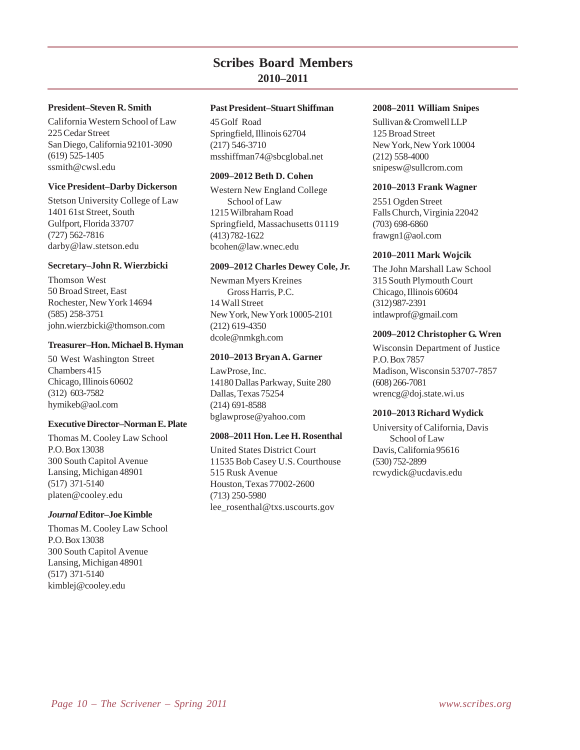# Scribes Board Members

## 2010–2011

**President–Steven R. Smith**

California Western School of Law
225 Cedar Street
San Diego, California 92101-3090
(619) 525-1405
ssmith@cwsl.edu

**Vice President–Darby Dickerson**

Stetson University College of Law
1401 61st Street, South
Gulfport, Florida 33707
(727) 562-7816
darby@law.stetson.edu

**Secretary–John R. Wierzbicki**

Thomson West
50 Broad Street, East
Rochester, New York 14694
(585) 258-3751
john.wierzbicki@thomson.com

**Treasurer–Hon. Michael B. Hyman**

50 West Washington Street
Chambers 415
Chicago, Illinois 60602
(312) 603-7582
hymikeb@aol.com

**Executive Director–Norman E. Plate**

Thomas M. Cooley Law School
P.O. Box 13038
300 South Capitol Avenue
Lansing, Michigan 48901
(517) 371-5140
platen@cooley.edu

***Journal* Editor–Joe Kimble**

Thomas M. Cooley Law School
P.O. Box 13038
300 South Capitol Avenue
Lansing, Michigan 48901
(517) 371-5140
kimblej@cooley.edu

**Past President–Stuart Shiffman**

45 Golf Road
Springfield, Illinois 62704
(217) 546-3710
msshiffman74@sbcglobal.net

**2009–2012 Beth D. Cohen**

Western New England College
School of Law
1215 Wilbraham Road
Springfield, Massachusetts 01119
(413) 782-1622
bcohen@law.wnec.edu

**2009–2012 Charles Dewey Cole, Jr.**

Newman Myers Kreines
Gross Harris, P.C.
14 Wall Street
New York, New York 10005-2101
(212) 619-4350
dcole@nmkgh.com

**2010–2013 Bryan A. Garner**

LawProse, Inc.
14180 Dallas Parkway, Suite 280
Dallas, Texas 75254
(214) 691-8588
bglawprose@yahoo.com

**2008–2011 Hon. Lee H. Rosenthal**

United States District Court
11535 Bob Casey U.S. Courthouse
515 Rusk Avenue
Houston, Texas 77002-2600
(713) 250-5980
lee_rosenthal@txs.uscourts.gov

**2008–2011 William Snipes**

Sullivan & Cromwell LLP
125 Broad Street
New York, New York 10004
(212) 558-4000
snipesw@sullcrom.com

**2010–2013 Frank Wagner**

2551 Ogden Street
Falls Church, Virginia 22042
(703) 698-6860
frawgn1@aol.com

**2010–2011 Mark Wojcik**

The John Marshall Law School
315 South Plymouth Court
Chicago, Illinois 60604
(312) 987-2391
intlawprof@gmail.com

**2009–2012 Christopher G. Wren**

Wisconsin Department of Justice
P.O. Box 7857
Madison, Wisconsin 53707-7857
(608) 266-7081
wrencg@doj.state.wi.us

**2010–2013 Richard Wydick**

University of California, Davis
School of Law
Davis, California 95616
(530) 752-2899
rcwydick@ucdavis.edu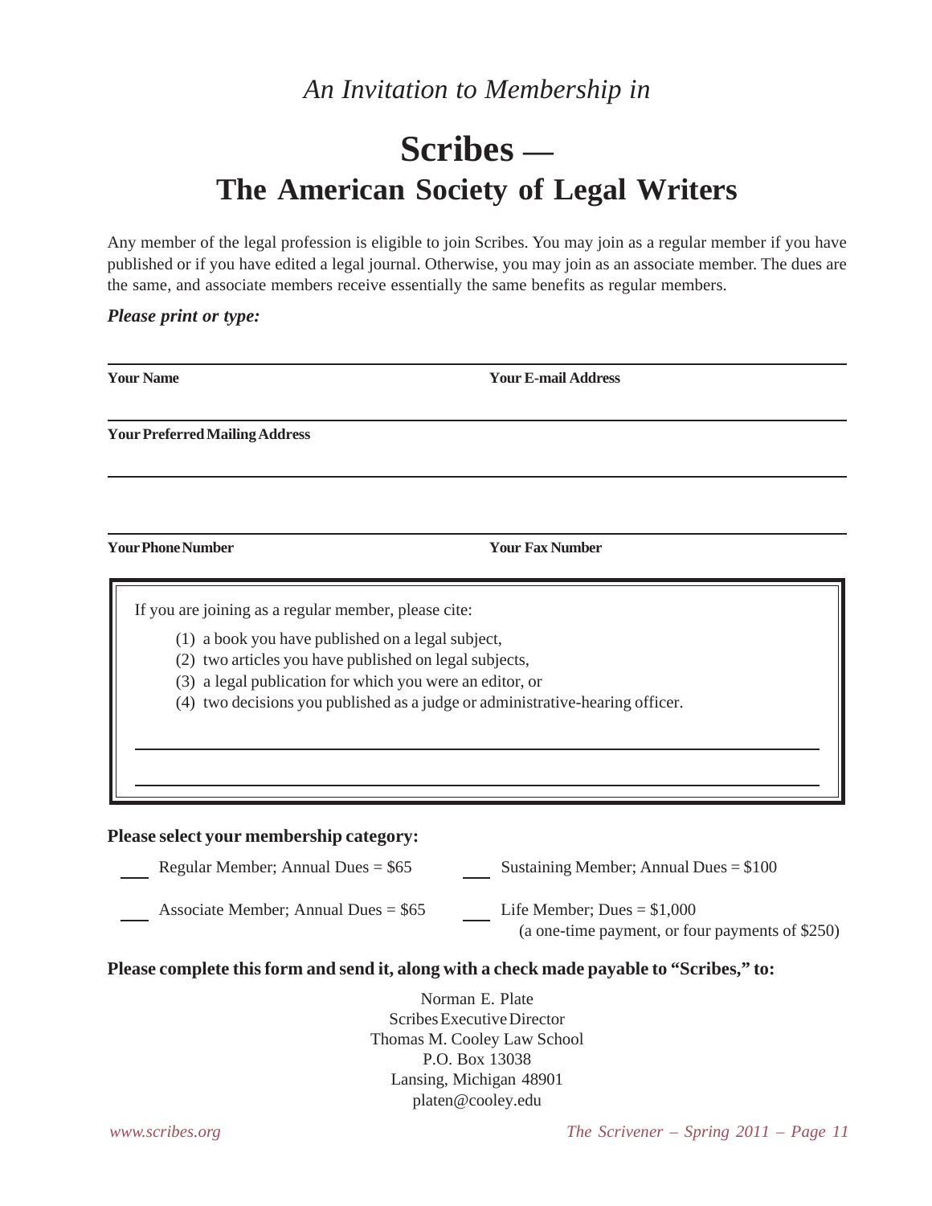*An Invitation to Membership in*

# Scribes — The American Society of Legal Writers

Any member of the legal profession is eligible to join Scribes. You may join as a regular member if you have published or if you have edited a legal journal. Otherwise, you may join as an associate member. The dues are the same, and associate members receive essentially the same benefits as regular members.

***Please print or type:***

______________________________________________________________

**Your Name** **Your E-mail Address**

______________________________________________________________

**Your Preferred Mailing Address**

______________________________________________________________

______________________________________________________________

**Your Phone Number** **Your Fax Number**

---

If you are joining as a regular member, please cite:

(1) a book you have published on a legal subject,
(2) two articles you have published on legal subjects,
(3) a legal publication for which you were an editor, or
(4) two decisions you published as a judge or administrative-hearing officer.

______________________________________________________________

______________________________________________________________

---

**Please select your membership category:**

___ Regular Member; Annual Dues = $65

___ Associate Member; Annual Dues = $65

___ Sustaining Member; Annual Dues = $100

___ Life Member; Dues = $1,000
(a one-time payment, or four payments of $250)

**Please complete this form and send it, along with a check made payable to "Scribes," to:**

Norman E. Plate
Scribes Executive Director
Thomas M. Cooley Law School
P.O. Box 13038
Lansing, Michigan 48901
platen@cooley.edu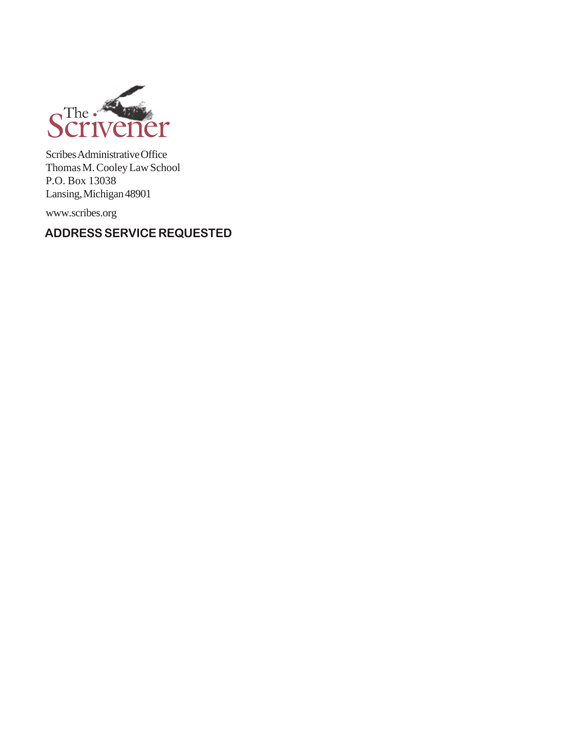The Scrivener

Scribes Administrative Office
Thomas M. Cooley Law School
P.O. Box 13038
Lansing, Michigan 48901

www.scribes.org

**ADDRESS SERVICE REQUESTED**